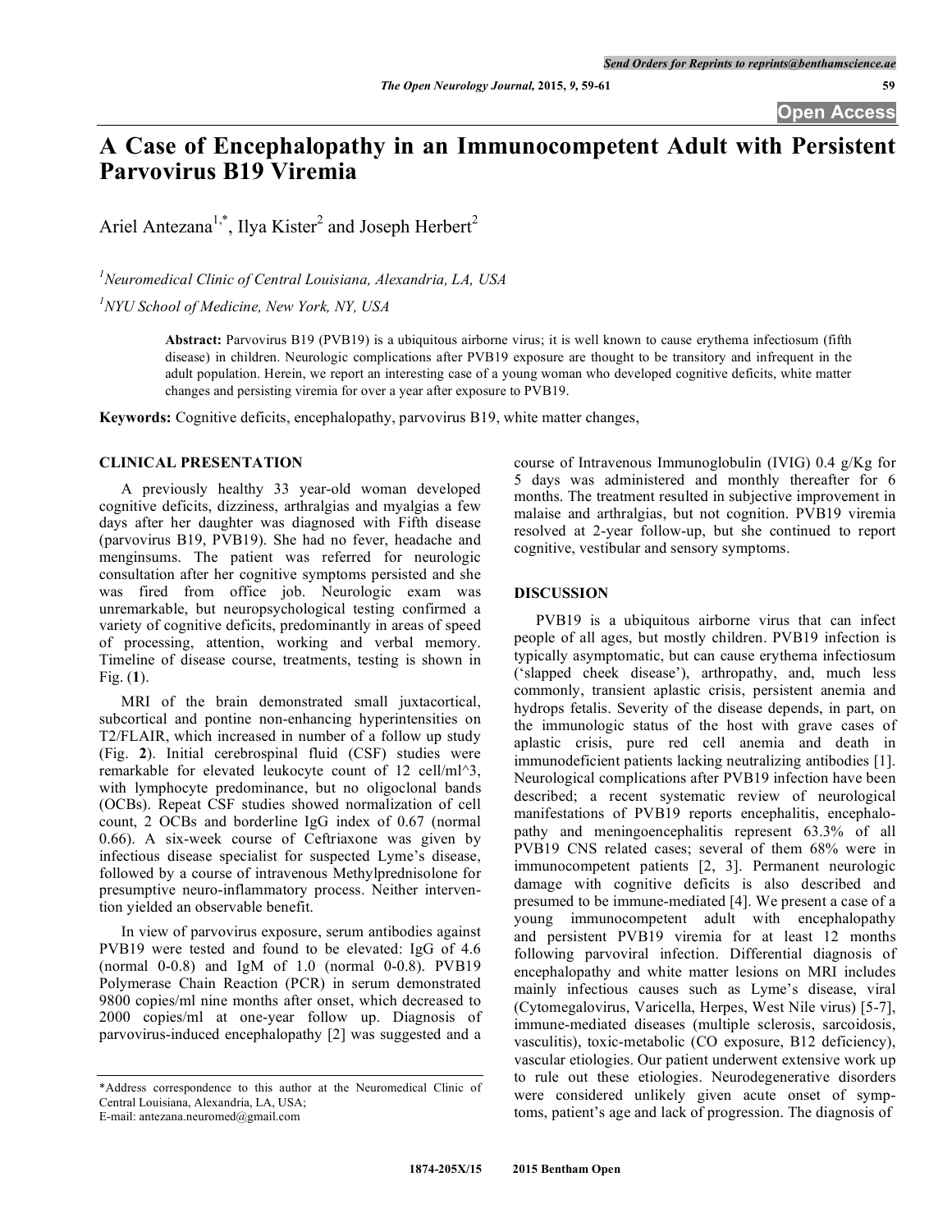# A Case of Encephalopathy in an Immunocompetent Adult with Persistent Parvovirus B19 Viremia

Ariel Antezana[1,*], Ilya Kister[2] and Joseph Herbert[2]

[1]*Neuromedical Clinic of Central Louisiana, Alexandria, LA, USA*

[1]*NYU School of Medicine, New York, NY, USA*

**Abstract:** Parvovirus B19 (PVB19) is a ubiquitous airborne virus; it is well known to cause erythema infectiosum (fifth disease) in children. Neurologic complications after PVB19 exposure are thought to be transitory and infrequent in the adult population. Herein, we report an interesting case of a young woman who developed cognitive deficits, white matter changes and persisting viremia for over a year after exposure to PVB19.

**Keywords:** Cognitive deficits, encephalopathy, parvovirus B19, white matter changes,

## CLINICAL PRESENTATION

A previously healthy 33 year-old woman developed cognitive deficits, dizziness, arthralgias and myalgias a few days after her daughter was diagnosed with Fifth disease (parvovirus B19, PVB19). She had no fever, headache and menginsums. The patient was referred for neurologic consultation after her cognitive symptoms persisted and she was fired from office job. Neurologic exam was unremarkable, but neuropsychological testing confirmed a variety of cognitive deficits, predominantly in areas of speed of processing, attention, working and verbal memory. Timeline of disease course, treatments, testing is shown in Fig. (**1**).

MRI of the brain demonstrated small juxtacortical, subcortical and pontine non-enhancing hyperintensities on T2/FLAIR, which increased in number of a follow up study (Fig. **2**). Initial cerebrospinal fluid (CSF) studies were remarkable for elevated leukocyte count of 12 cell/ml^3, with lymphocyte predominance, but no oligoclonal bands (OCBs). Repeat CSF studies showed normalization of cell count, 2 OCBs and borderline IgG index of 0.67 (normal 0.66). A six-week course of Ceftriaxone was given by infectious disease specialist for suspected Lyme's disease, followed by a course of intravenous Methylprednisolone for presumptive neuro-inflammatory process. Neither intervention yielded an observable benefit.

In view of parvovirus exposure, serum antibodies against PVB19 were tested and found to be elevated: IgG of 4.6 (normal 0-0.8) and IgM of 1.0 (normal 0-0.8). PVB19 Polymerase Chain Reaction (PCR) in serum demonstrated 9800 copies/ml nine months after onset, which decreased to 2000 copies/ml at one-year follow up. Diagnosis of parvovirus-induced encephalopathy [2] was suggested and a course of Intravenous Immunoglobulin (IVIG) 0.4 g/Kg for 5 days was administered and monthly thereafter for 6 months. The treatment resulted in subjective improvement in malaise and arthralgias, but not cognition. PVB19 viremia resolved at 2-year follow-up, but she continued to report cognitive, vestibular and sensory symptoms.

## DISCUSSION

PVB19 is a ubiquitous airborne virus that can infect people of all ages, but mostly children. PVB19 infection is typically asymptomatic, but can cause erythema infectiosum ('slapped cheek disease'), arthropathy, and, much less commonly, transient aplastic crisis, persistent anemia and hydrops fetalis. Severity of the disease depends, in part, on the immunologic status of the host with grave cases of aplastic crisis, pure red cell anemia and death in immunodeficient patients lacking neutralizing antibodies [1]. Neurological complications after PVB19 infection have been described; a recent systematic review of neurological manifestations of PVB19 reports encephalitis, encephalopathy and meningoencephalitis represent 63.3% of all PVB19 CNS related cases; several of them 68% were in immunocompetent patients [2, 3]. Permanent neurologic damage with cognitive deficits is also described and presumed to be immune-mediated [4]. We present a case of a young immunocompetent adult with encephalopathy and persistent PVB19 viremia for at least 12 months following parvoviral infection. Differential diagnosis of encephalopathy and white matter lesions on MRI includes mainly infectious causes such as Lyme's disease, viral (Cytomegalovirus, Varicella, Herpes, West Nile virus) [5-7], immune-mediated diseases (multiple sclerosis, sarcoidosis, vasculitis), toxic-metabolic (CO exposure, B12 deficiency), vascular etiologies. Our patient underwent extensive work up to rule out these etiologies. Neurodegenerative disorders were considered unlikely given acute onset of symptoms, patient's age and lack of progression. The diagnosis of

*Address correspondence to this author at the Neuromedical Clinic of Central Louisiana, Alexandria, LA, USA;
E-mail: antezana.neuromed@gmail.com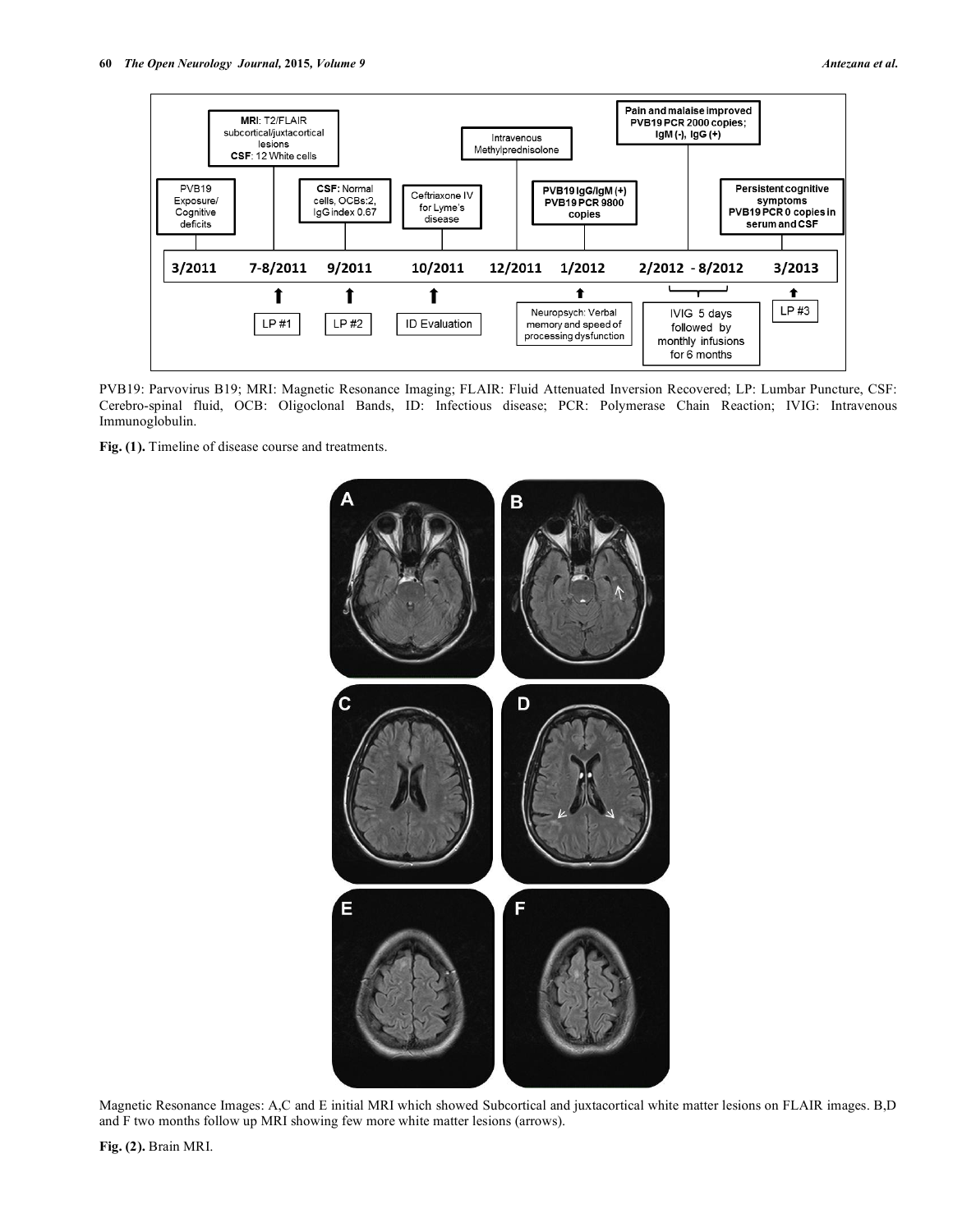PVB19: Parvovirus B19; MRI: Magnetic Resonance Imaging; FLAIR: Fluid Attenuated Inversion Recovered; LP: Lumbar Puncture, CSF: Cerebro-spinal fluid, OCB: Oligoclonal Bands, ID: Infectious disease; PCR: Polymerase Chain Reaction; IVIG: Intravenous Immunoglobulin.

**Fig. (1).** Timeline of disease course and treatments.

Magnetic Resonance Images: A,C and E initial MRI which showed Subcortical and juxtacortical white matter lesions on FLAIR images. B,D and F two months follow up MRI showing few more white matter lesions (arrows).

**Fig. (2).** Brain MRI.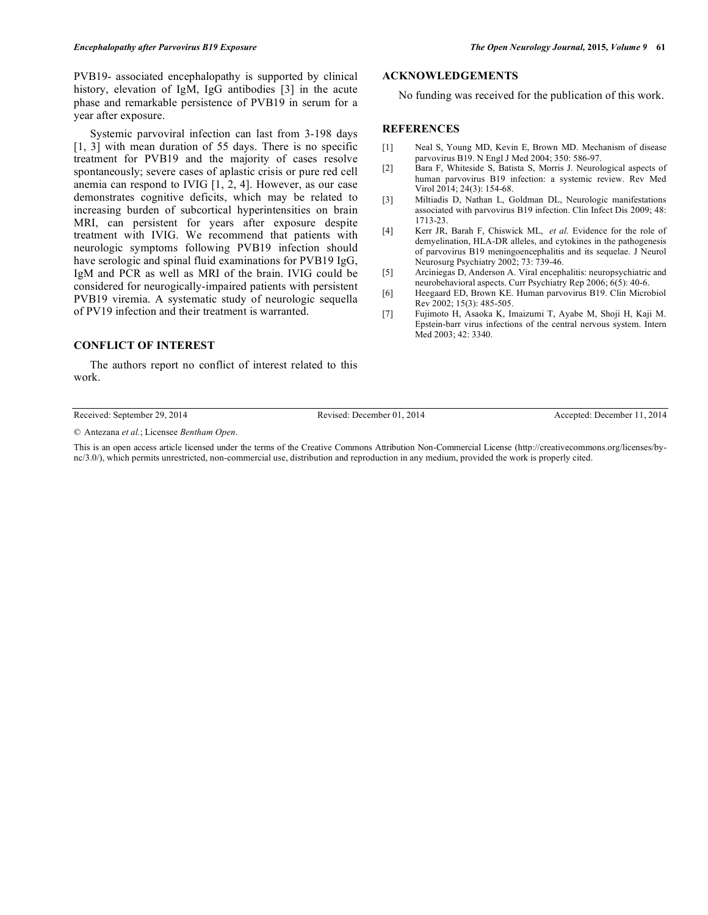PVB19- associated encephalopathy is supported by clinical history, elevation of IgM, IgG antibodies [3] in the acute phase and remarkable persistence of PVB19 in serum for a year after exposure.

Systemic parvoviral infection can last from 3-198 days [1, 3] with mean duration of 55 days. There is no specific treatment for PVB19 and the majority of cases resolve spontaneously; severe cases of aplastic crisis or pure red cell anemia can respond to IVIG [1, 2, 4]. However, as our case demonstrates cognitive deficits, which may be related to increasing burden of subcortical hyperintensities on brain MRI, can persistent for years after exposure despite treatment with IVIG. We recommend that patients with neurologic symptoms following PVB19 infection should have serologic and spinal fluid examinations for PVB19 IgG, IgM and PCR as well as MRI of the brain. IVIG could be considered for neurogically-impaired patients with persistent PVB19 viremia. A systematic study of neurologic sequella of PV19 infection and their treatment is warranted.

## CONFLICT OF INTEREST

The authors report no conflict of interest related to this work.

## ACKNOWLEDGEMENTS

No funding was received for the publication of this work.

## REFERENCES

[1] Neal S, Young MD, Kevin E, Brown MD. Mechanism of disease parvovirus B19. N Engl J Med 2004; 350: 586-97.

[2] Bara F, Whiteside S, Batista S, Morris J. Neurological aspects of human parvovirus B19 infection: a systemic review. Rev Med Virol 2014; 24(3): 154-68.

[3] Miltiadis D, Nathan L, Goldman DL, Neurologic manifestations associated with parvovirus B19 infection. Clin Infect Dis 2009; 48: 1713-23.

[4] Kerr JR, Barah F, Chiswick ML, *et al*. Evidence for the role of demyelination, HLA-DR alleles, and cytokines in the pathogenesis of parvovirus B19 meningoencephalitis and its sequelae. J Neurol Neurosurg Psychiatry 2002; 73: 739-46.

[5] Arciniegas D, Anderson A. Viral encephalitis: neuropsychiatric and neurobehavioral aspects. Curr Psychiatry Rep 2006; 6(5): 40-6.

[6] Heegaard ED, Brown KE. Human parvovirus B19. Clin Microbiol Rev 2002; 15(3): 485-505.

[7] Fujimoto H, Asaoka K, Imaizumi T, Ayabe M, Shoji H, Kaji M. Epstein-barr virus infections of the central nervous system. Intern Med 2003; 42: 3340.

Received: September 29, 2014 Revised: December 01, 2014 Accepted: December 11, 2014

© Antezana *et al.*; Licensee *Bentham Open*.

This is an open access article licensed under the terms of the Creative Commons Attribution Non-Commercial License (http://creativecommons.org/licenses/by-nc/3.0/), which permits unrestricted, non-commercial use, distribution and reproduction in any medium, provided the work is properly cited.